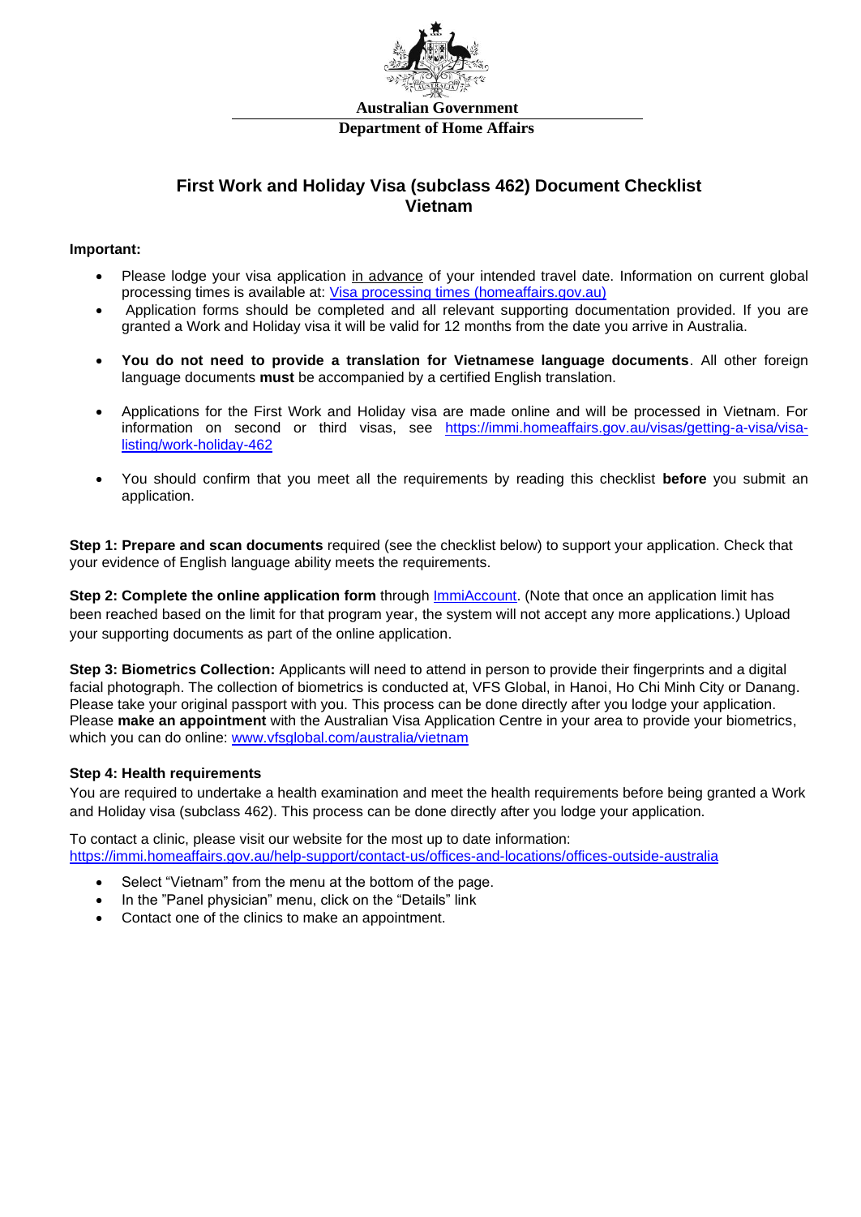**Australian Government**

**Department of Home Affairs**

# First Work and Holiday Visa (subclass 462) Document Checklist Vietnam

**Important:**

- Please lodge your visa application in advance of your intended travel date. Information on current global processing times is available at: [Visa processing times (homeaffairs.gov.au)](https://immi.homeaffairs.gov.au)
- Application forms should be completed and all relevant supporting documentation provided. If you are granted a Work and Holiday visa it will be valid for 12 months from the date you arrive in Australia.
- **You do not need to provide a translation for Vietnamese language documents**. All other foreign language documents **must** be accompanied by a certified English translation.
- Applications for the First Work and Holiday visa are made online and will be processed in Vietnam. For information on second or third visas, see [https://immi.homeaffairs.gov.au/visas/getting-a-visa/visa-listing/work-holiday-462](https://immi.homeaffairs.gov.au/visas/getting-a-visa/visa-listing/work-holiday-462)
- You should confirm that you meet all the requirements by reading this checklist **before** you submit an application.

**Step 1: Prepare and scan documents** required (see the checklist below) to support your application. Check that your evidence of English language ability meets the requirements.

**Step 2: Complete the online application form** through ImmiAccount. (Note that once an application limit has been reached based on the limit for that program year, the system will not accept any more applications.) Upload your supporting documents as part of the online application.

**Step 3: Biometrics Collection:** Applicants will need to attend in person to provide their fingerprints and a digital facial photograph. The collection of biometrics is conducted at, VFS Global, in Hanoi, Ho Chi Minh City or Danang. Please take your original passport with you. This process can be done directly after you lodge your application. Please **make an appointment** with the Australian Visa Application Centre in your area to provide your biometrics, which you can do online: [www.vfsglobal.com/australia/vietnam](http://www.vfsglobal.com/australia/vietnam)

**Step 4: Health requirements**

You are required to undertake a health examination and meet the health requirements before being granted a Work and Holiday visa (subclass 462). This process can be done directly after you lodge your application.

To contact a clinic, please visit our website for the most up to date information:
[https://immi.homeaffairs.gov.au/help-support/contact-us/offices-and-locations/offices-outside-australia](https://immi.homeaffairs.gov.au/help-support/contact-us/offices-and-locations/offices-outside-australia)

- Select "Vietnam" from the menu at the bottom of the page.
- In the "Panel physician" menu, click on the "Details" link
- Contact one of the clinics to make an appointment.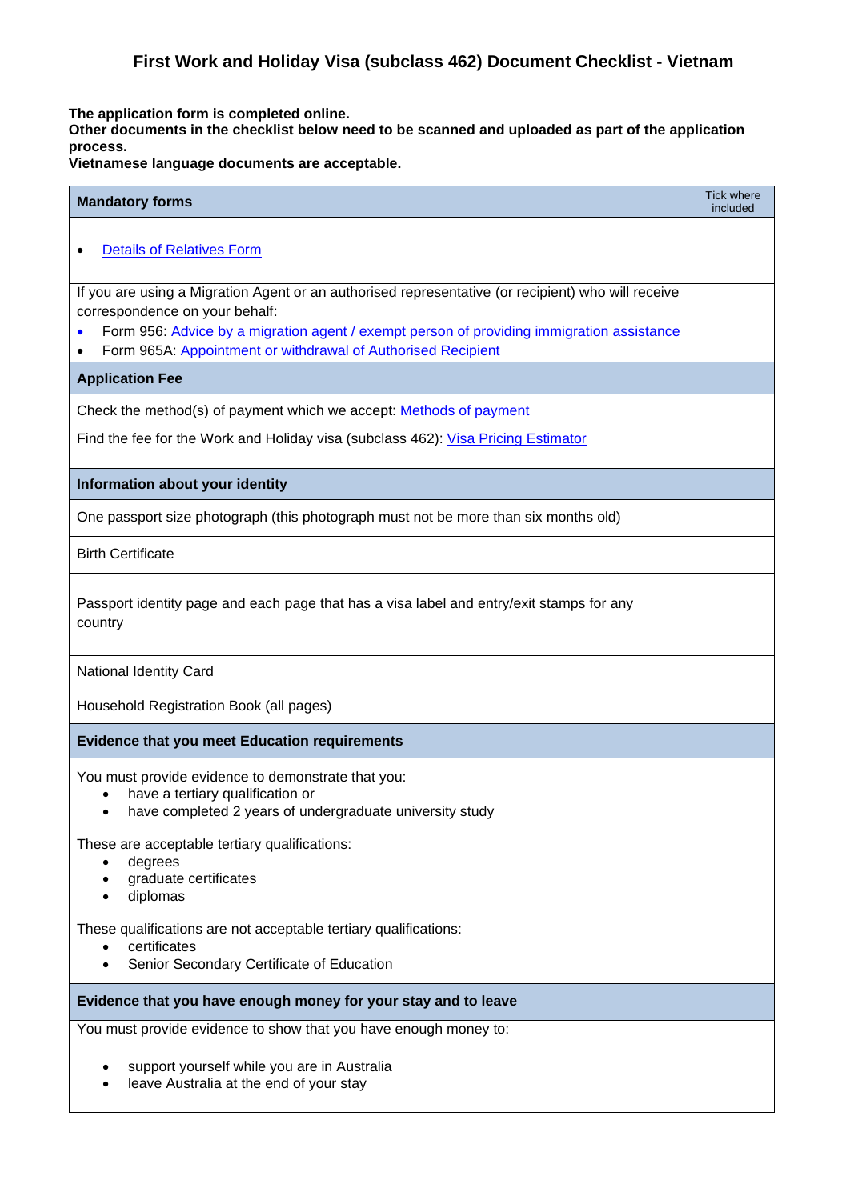# First Work and Holiday Visa (subclass 462) Document Checklist - Vietnam

**The application form is completed online.**
**Other documents in the checklist below need to be scanned and uploaded as part of the application process.**
**Vietnamese language documents are acceptable.**

| **Mandatory forms** | Tick where included |
|---|---|
| • Details of Relatives Form | |
| If you are using a Migration Agent or an authorised representative (or recipient) who will receive correspondence on your behalf:<br>• Form 956: Advice by a migration agent / exempt person of providing immigration assistance<br>• Form 965A: Appointment or withdrawal of Authorised Recipient | |
| **Application Fee** | |
| Check the method(s) of payment which we accept: Methods of payment<br><br>Find the fee for the Work and Holiday visa (subclass 462): Visa Pricing Estimator | |
| **Information about your identity** | |
| One passport size photograph (this photograph must not be more than six months old) | |
| Birth Certificate | |
| Passport identity page and each page that has a visa label and entry/exit stamps for any country | |
| National Identity Card | |
| Household Registration Book (all pages) | |
| **Evidence that you meet Education requirements** | |
| You must provide evidence to demonstrate that you:<br>• have a tertiary qualification or<br>• have completed 2 years of undergraduate university study<br><br>These are acceptable tertiary qualifications:<br>• degrees<br>• graduate certificates<br>• diplomas<br><br>These qualifications are not acceptable tertiary qualifications:<br>• certificates<br>• Senior Secondary Certificate of Education | |
| **Evidence that you have enough money for your stay and to leave** | |
| You must provide evidence to show that you have enough money to:<br><br>• support yourself while you are in Australia<br>• leave Australia at the end of your stay | |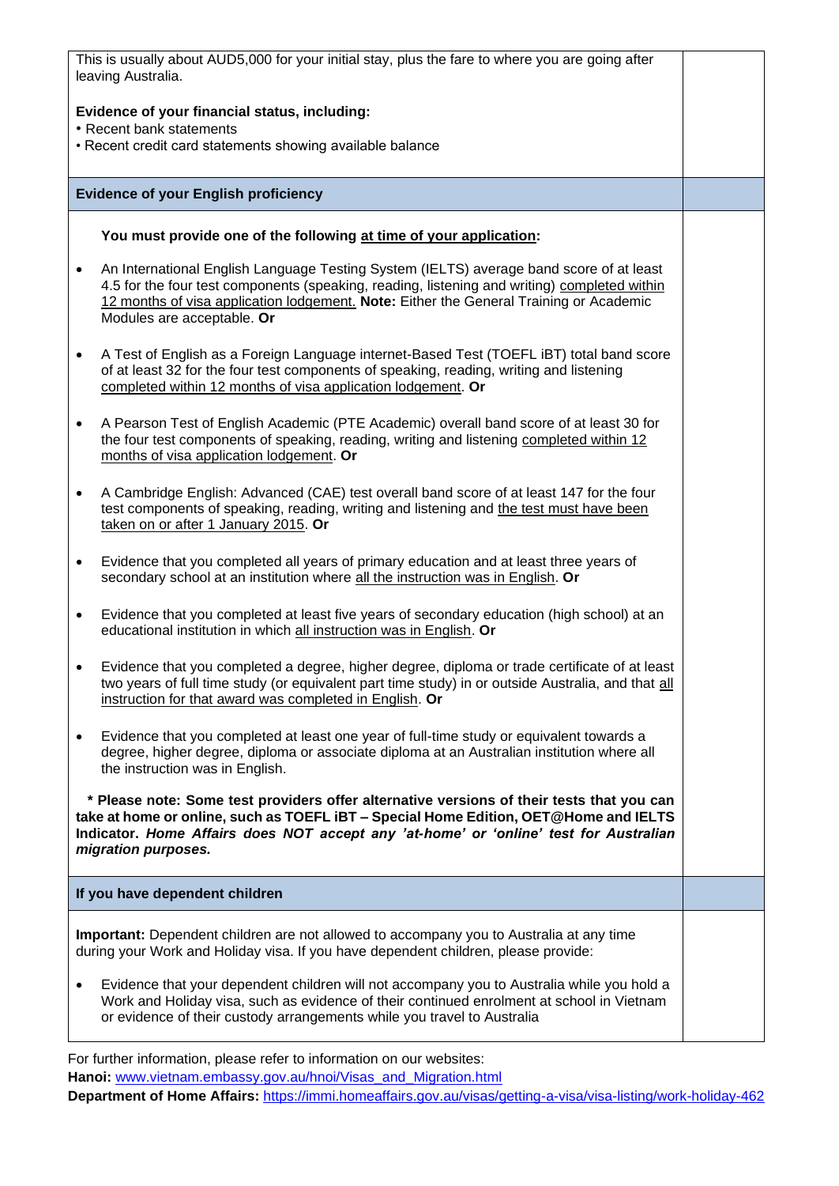| | |
|---|---|
| This is usually about AUD5,000 for your initial stay, plus the fare to where you are going after leaving Australia.<br><br>**Evidence of your financial status, including:**<br>• Recent bank statements<br>• Recent credit card statements showing available balance | |
| **Evidence of your English proficiency** | |
| **You must provide one of the following at time of your application:**<br><br>• An International English Language Testing System (IELTS) average band score of at least 4.5 for the four test components (speaking, reading, listening and writing) completed within 12 months of visa application lodgement. **Note:** Either the General Training or Academic Modules are acceptable. **Or**<br><br>• A Test of English as a Foreign Language internet-Based Test (TOEFL iBT) total band score of at least 32 for the four test components of speaking, reading, writing and listening completed within 12 months of visa application lodgement. **Or**<br><br>• A Pearson Test of English Academic (PTE Academic) overall band score of at least 30 for the four test components of speaking, reading, writing and listening completed within 12 months of visa application lodgement. **Or**<br><br>• A Cambridge English: Advanced (CAE) test overall band score of at least 147 for the four test components of speaking, reading, writing and listening and the test must have been taken on or after 1 January 2015. **Or**<br><br>• Evidence that you completed all years of primary education and at least three years of secondary school at an institution where all the instruction was in English. **Or**<br><br>• Evidence that you completed at least five years of secondary education (high school) at an educational institution in which all instruction was in English. **Or**<br><br>• Evidence that you completed a degree, higher degree, diploma or trade certificate of at least two years of full time study (or equivalent part time study) in or outside Australia, and that all instruction for that award was completed in English. **Or**<br><br>• Evidence that you completed at least one year of full-time study or equivalent towards a degree, higher degree, diploma or associate diploma at an Australian institution where all the instruction was in English.<br><br>**\* Please note: Some test providers offer alternative versions of their tests that you can take at home or online, such as TOEFL iBT – Special Home Edition, OET@Home and IELTS Indicator.** ***Home Affairs does NOT accept any 'at-home' or 'online' test for Australian migration purposes.*** | |
| **If you have dependent children** | |
| **Important:** Dependent children are not allowed to accompany you to Australia at any time during your Work and Holiday visa. If you have dependent children, please provide:<br><br>• Evidence that your dependent children will not accompany you to Australia while you hold a Work and Holiday visa, such as evidence of their continued enrolment at school in Vietnam or evidence of their custody arrangements while you travel to Australia | |

For further information, please refer to information on our websites:

**Hanoi:** www.vietnam.embassy.gov.au/hnoi/Visas_and_Migration.html

**Department of Home Affairs:** https://immi.homeaffairs.gov.au/visas/getting-a-visa/visa-listing/work-holiday-462